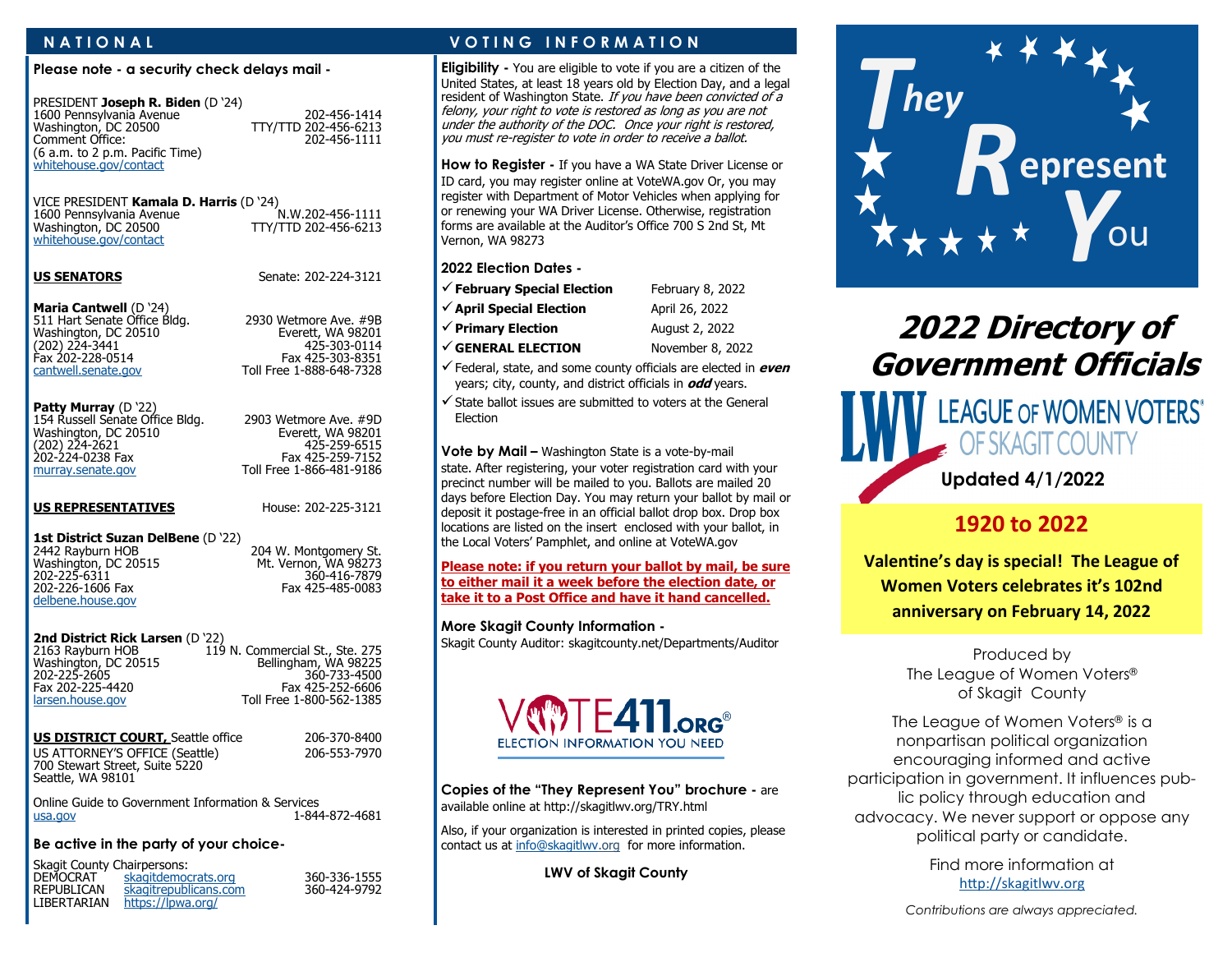## NATIONAL

**Please note - a security check delays mail -**

PRESIDENT **Joseph R. Biden** (D '24)
1600 Pennsylvania Avenue — 202-456-1414
Washington, DC 20500 — TTY/TTD 202-456-6213
Comment Office: — 202-456-1111
(6 a.m. to 2 p.m. Pacific Time)
whitehouse.gov/contact

VICE PRESIDENT **Kamala D. Harris** (D '24)
1600 Pennsylvania Avenue — N.W.202-456-1111
Washington, DC 20500 — TTY/TTD 202-456-6213
whitehouse.gov/contact

**US SENATORS** — Senate: 202-224-3121

**Maria Cantwell** (D '24)
511 Hart Senate Office Bldg. — 2930 Wetmore Ave. #9B
Washington, DC 20510 — Everett, WA 98201
(202) 224-3441 — 425-303-0114
Fax 202-228-0514 — Fax 425-303-8351
cantwell.senate.gov — Toll Free 1-888-648-7328

**Patty Murray** (D '22)
154 Russell Senate Office Bldg. — 2903 Wetmore Ave. #9D
Washington, DC 20510 — Everett, WA 98201
(202) 224-2621 — 425-259-6515
202-224-0238 Fax — Fax 425-259-7152
murray.senate.gov — Toll Free 1-866-481-9186

**US REPRESENTATIVES** — House: 202-225-3121

**1st District Suzan DelBene** (D '22)
2442 Rayburn HOB — 204 W. Montgomery St.
Washington, DC 20515 — Mt. Vernon, WA 98273
202-225-6311 — 360-416-7879
202-226-1606 Fax — Fax 425-485-0083
delbene.house.gov

**2nd District Rick Larsen** (D '22)
2163 Rayburn HOB — 119 N. Commercial St., Ste. 275
Washington, DC 20515 — Bellingham, WA 98225
202-225-2605 — 360-733-4500
Fax 202-225-4420 — Fax 425-252-6606
larsen.house.gov — Toll Free 1-800-562-1385

**US DISTRICT COURT,** Seattle office — 206-370-8400
US ATTORNEY'S OFFICE (Seattle) — 206-553-7970
700 Stewart Street, Suite 5220
Seattle, WA 98101

Online Guide to Government Information & Services
usa.gov — 1-844-872-4681

**Be active in the party of your choice-**

Skagit County Chairpersons:

| | | |
|---|---|---|
| DEMOCRAT | skagitdemocrats.org | 360-336-1555 |
| REPUBLICAN | skagitrepublicans.com | 360-424-9792 |
| LIBERTARIAN | https://lpwa.org/ | |

## VOTING INFORMATION

**Eligibility -** You are eligible to vote if you are a citizen of the United States, at least 18 years old by Election Day, and a legal resident of Washington State. *If you have been convicted of a felony, your right to vote is restored as long as you are not under the authority of the DOC. Once your right is restored, you must re-register to vote in order to receive a ballot.*

**How to Register -** If you have a WA State Driver License or ID card, you may register online at VoteWA.gov Or, you may register with Department of Motor Vehicles when applying for or renewing your WA Driver License. Otherwise, registration forms are available at the Auditor's Office 700 S 2nd St, Mt Vernon, WA 98273

**2022 Election Dates -**

- ✓ **February Special Election** — February 8, 2022
- ✓ **April Special Election** — April 26, 2022
- ✓ **Primary Election** — August 2, 2022
- ✓ **GENERAL ELECTION** — November 8, 2022
- ✓ Federal, state, and some county officials are elected in ***even*** years; city, county, and district officials in ***odd*** years.
- ✓ State ballot issues are submitted to voters at the General Election

**Vote by Mail –** Washington State is a vote-by-mail state. After registering, your voter registration card with your precinct number will be mailed to you. Ballots are mailed 20 days before Election Day. You may return your ballot by mail or deposit it postage-free in an official ballot drop box. Drop box locations are listed on the insert enclosed with your ballot, in the Local Voters' Pamphlet, and online at VoteWA.gov

**Please note: if you return your ballot by mail, be sure to either mail it a week before the election date, or take it to a Post Office and have it hand cancelled.**

**More Skagit County Information -**
Skagit County Auditor: skagitcounty.net/Departments/Auditor

VOTE411.ORG® ELECTION INFORMATION YOU NEED

**Copies of the "They Represent You" brochure -** are available online at http://skagitlwv.org/TRY.html

Also, if your organization is interested in printed copies, please contact us at info@skagitlwv.org for more information.

**LWV of Skagit County**

# They Represent You

# 2022 Directory of Government Officials

LEAGUE OF WOMEN VOTERS® OF SKAGIT COUNTY

**Updated 4/1/2022**

## 1920 to 2022

**Valentine's day is special! The League of Women Voters celebrates it's 102nd anniversary on February 14, 2022**

Produced by
The League of Women Voters®
of Skagit County

The League of Women Voters® is a nonpartisan political organization encouraging informed and active participation in government. It influences public policy through education and advocacy. We never support or oppose any political party or candidate.

Find more information at
http://skagitlwv.org

*Contributions are always appreciated.*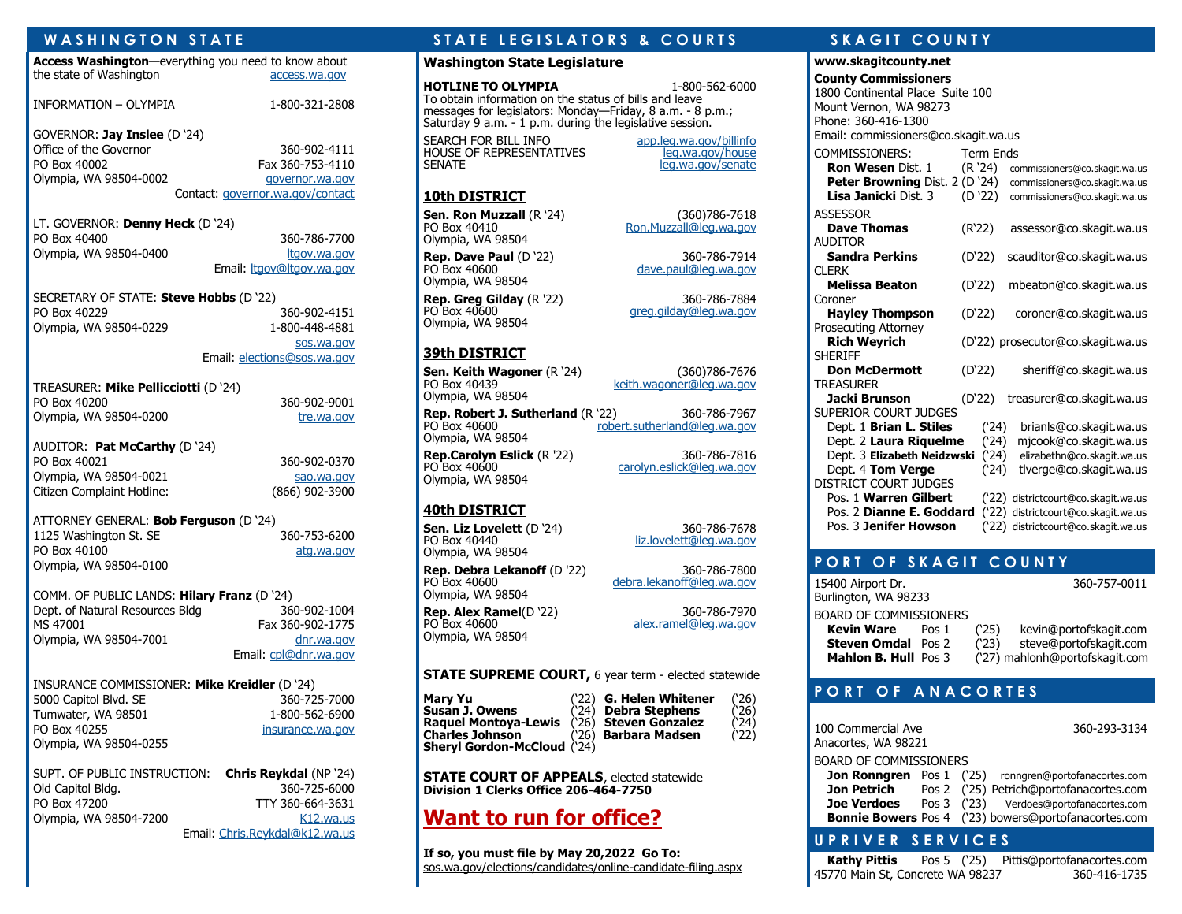## WASHINGTON STATE

**Access Washington**—everything you need to know about the state of Washington access.wa.gov

INFORMATION – OLYMPIA 1-800-321-2808

GOVERNOR: **Jay Inslee** (D '24)
Office of the Governor 360-902-4111
PO Box 40002 Fax 360-753-4110
Olympia, WA 98504-0002 governor.wa.gov
Contact: governor.wa.gov/contact

LT. GOVERNOR: **Denny Heck** (D '24)
PO Box 40400 360-786-7700
Olympia, WA 98504-0400 ltgov.wa.gov
Email: ltgov@ltgov.wa.gov

SECRETARY OF STATE: **Steve Hobbs** (D '22)
PO Box 40229 360-902-4151
Olympia, WA 98504-0229 1-800-448-4881
sos.wa.gov
Email: elections@sos.wa.gov

TREASURER: **Mike Pellicciotti** (D '24)
PO Box 40200 360-902-9001
Olympia, WA 98504-0200 tre.wa.gov

AUDITOR: **Pat McCarthy** (D '24)
PO Box 40021 360-902-0370
Olympia, WA 98504-0021 sao.wa.gov
Citizen Complaint Hotline: (866) 902-3900

ATTORNEY GENERAL: **Bob Ferguson** (D '24)
1125 Washington St. SE 360-753-6200
PO Box 40100 atg.wa.gov
Olympia, WA 98504-0100

COMM. OF PUBLIC LANDS: **Hilary Franz** (D '24)
Dept. of Natural Resources Bldg 360-902-1004
MS 47001 Fax 360-902-1775
Olympia, WA 98504-7001 dnr.wa.gov
Email: cpl@dnr.wa.gov

INSURANCE COMMISSIONER: **Mike Kreidler** (D '24)
5000 Capitol Blvd. SE 360-725-7000
Tumwater, WA 98501 1-800-562-6900
PO Box 40255 insurance.wa.gov
Olympia, WA 98504-0255

SUPT. OF PUBLIC INSTRUCTION: **Chris Reykdal** (NP '24)
Old Capitol Bldg. 360-725-6000
PO Box 47200 TTY 360-664-3631
Olympia, WA 98504-7200 K12.wa.us
Email: Chris.Reykdal@k12.wa.us

## STATE LEGISLATORS & COURTS

### Washington State Legislature

**HOTLINE TO OLYMPIA** 1-800-562-6000
To obtain information on the status of bills and leave messages for legislators: Monday—Friday, 8 a.m. - 8 p.m.; Saturday 9 a.m. - 1 p.m. during the legislative session.

SEARCH FOR BILL INFO app.leg.wa.gov/billinfo
HOUSE OF REPRESENTATIVES leg.wa.gov/house
SENATE leg.wa.gov/senate

### 10th DISTRICT

**Sen. Ron Muzzall** (R '24) (360)786-7618
PO Box 40410 Ron.Muzzall@leg.wa.gov
Olympia, WA 98504

**Rep. Dave Paul** (D '22) 360-786-7914
PO Box 40600 dave.paul@leg.wa.gov
Olympia, WA 98504

**Rep. Greg Gilday** (R '22) 360-786-7884
PO Box 40600 greg.gilday@leg.wa.gov
Olympia, WA 98504

### 39th DISTRICT

**Sen. Keith Wagoner** (R '24) (360)786-7676
PO Box 40439 keith.wagoner@leg.wa.gov
Olympia, WA 98504

**Rep. Robert J. Sutherland** (R '22) 360-786-7967
PO Box 40600 robert.sutherland@leg.wa.gov
Olympia, WA 98504

**Rep.Carolyn Eslick** (R '22) 360-786-7816
PO Box 40600 carolyn.eslick@leg.wa.gov
Olympia, WA 98504

### 40th DISTRICT

**Sen. Liz Lovelett** (D '24) 360-786-7678
PO Box 40440 liz.lovelett@leg.wa.gov
Olympia, WA 98504

**Rep. Debra Lekanoff** (D '22) 360-786-7800
PO Box 40600 debra.lekanoff@leg.wa.gov
Olympia, WA 98504

**Rep. Alex Ramel**(D '22) 360-786-7970
PO Box 40600 alex.ramel@leg.wa.gov
Olympia, WA 98504

**STATE SUPREME COURT,** 6 year term - elected statewide

**Mary Yu** ('22) **G. Helen Whitener** ('26)
**Susan J. Owens** ('24) **Debra Stephens** ('26)
**Raquel Montoya-Lewis** ('26) **Steven Gonzalez** ('24)
**Charles Johnson** ('26) **Barbara Madsen** ('22)
**Sheryl Gordon-McCloud** ('24)

**STATE COURT OF APPEALS**, elected statewide
**Division 1 Clerks Office 206-464-7750**

## Want to run for office?

**If so, you must file by May 20,2022 Go To:**
sos.wa.gov/elections/candidates/online-candidate-filing.aspx

## SKAGIT COUNTY

**www.skagitcounty.net**

**County Commissioners**
1800 Continental Place Suite 100
Mount Vernon, WA 98273
Phone: 360-416-1300
Email: commissioners@co.skagit.wa.us

COMMISSIONERS: Term Ends
**Ron Wesen** Dist. 1 (R '24) commissioners@co.skagit.wa.us
**Peter Browning** Dist. 2 (D '24) commissioners@co.skagit.wa.us
**Lisa Janicki** Dist. 3 (D '22) commissioners@co.skagit.wa.us

ASSESSOR
**Dave Thomas** (R'22) assessor@co.skagit.wa.us
AUDITOR
**Sandra Perkins** (D'22) scauditor@co.skagit.wa.us
CLERK
**Melissa Beaton** (D'22) mbeaton@co.skagit.wa.us
Coroner
**Hayley Thompson** (D'22) coroner@co.skagit.wa.us
Prosecuting Attorney
**Rich Weyrich** (D'22) prosecutor@co.skagit.wa.us
SHERIFF
**Don McDermott** (D'22) sheriff@co.skagit.wa.us
TREASURER
**Jacki Brunson** (D'22) treasurer@co.skagit.wa.us
SUPERIOR COURT JUDGES
Dept. 1 **Brian L. Stiles** ('24) brianls@co.skagit.wa.us
Dept. 2 **Laura Riquelme** ('24) mjcook@co.skagit.wa.us
Dept. 3 **Elizabeth Neidzwski** ('24) elizabethn@co.skagit.wa.us
Dept. 4 **Tom Verge** ('24) tlverge@co.skagit.wa.us
DISTRICT COURT JUDGES
Pos. 1 **Warren Gilbert** ('22) districtcourt@co.skagit.wa.us
Pos. 2 **Dianne E. Goddard** ('22) districtcourt@co.skagit.wa.us
Pos. 3 **Jenifer Howson** ('22) districtcourt@co.skagit.wa.us

## PORT OF SKAGIT COUNTY

15400 Airport Dr. 360-757-0011
Burlington, WA 98233

BOARD OF COMMISSIONERS
**Kevin Ware** Pos 1 ('25) kevin@portofskagit.com
**Steven Omdal** Pos 2 ('23) steve@portofskagit.com
**Mahlon B. Hull** Pos 3 ('27) mahlonh@portofskagit.com

## PORT OF ANACORTES

100 Commercial Ave 360-293-3134
Anacortes, WA 98221

BOARD OF COMMISSIONERS
**Jon Ronngren** Pos 1 ('25) ronngren@portofanacortes.com
**Jon Petrich** Pos 2 ('25) Petrich@portofanacortes.com
**Joe Verdoes** Pos 3 ('23) Verdoes@portofanacortes.com
**Bonnie Bowers** Pos 4 ('23) bowers@portofanacortes.com

## UPRIVER SERVICES

**Kathy Pittis** Pos 5 ('25) Pittis@portofanacortes.com
45770 Main St, Concrete WA 98237 360-416-1735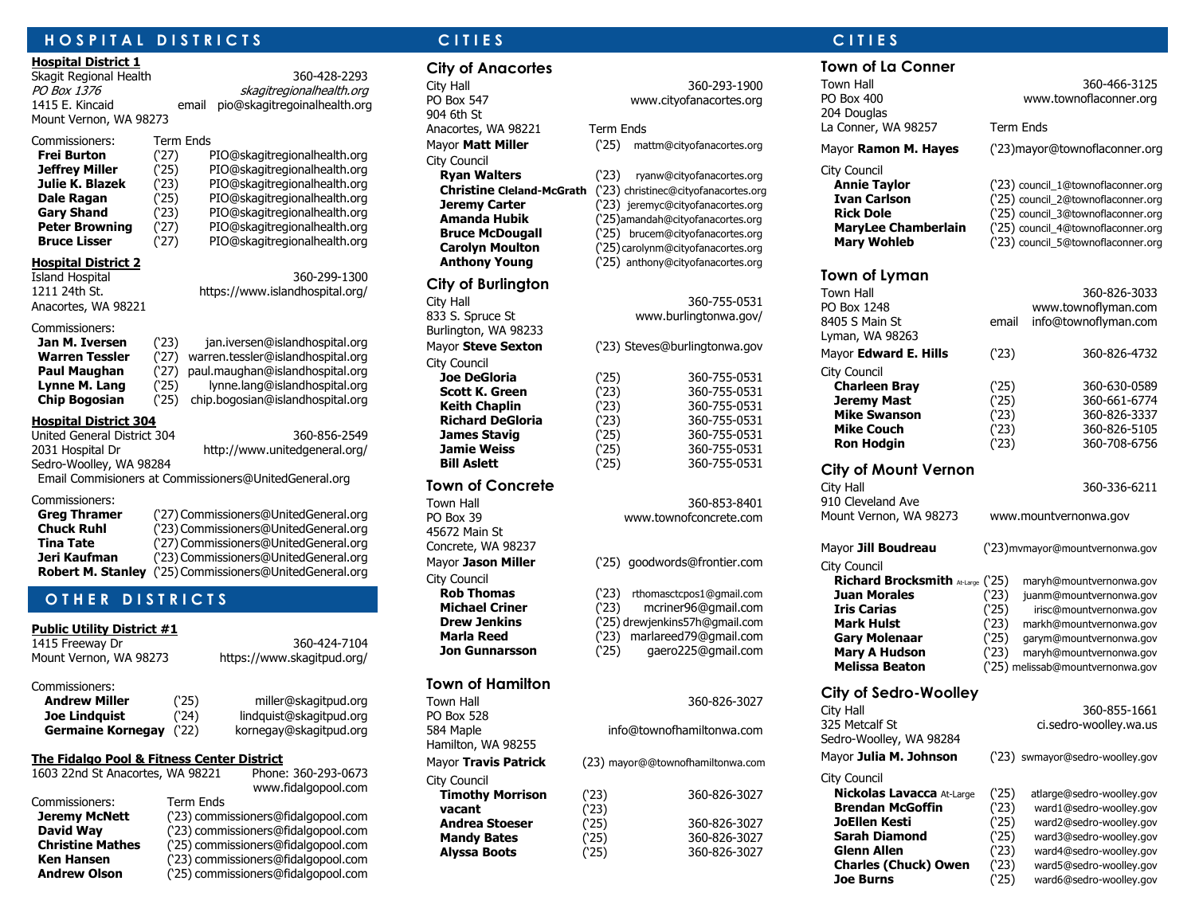# HOSPITAL DISTRICTS

### Hospital District 1

Skagit Regional Health — 360-428-2293
*PO Box 1376* — *skagitregionalhealth.org*
1415 E. Kincaid — email pio@skagitregoinalhealth.org
Mount Vernon, WA 98273

| Commissioners: | Term Ends | |
|---|---|---|
| **Frei Burton** | ('27) | PIO@skagitregionalhealth.org |
| **Jeffrey Miller** | ('25) | PIO@skagitregionalhealth.org |
| **Julie K. Blazek** | ('23) | PIO@skagitregionalhealth.org |
| **Dale Ragan** | ('25) | PIO@skagitregionalhealth.org |
| **Gary Shand** | ('23) | PIO@skagitregionalhealth.org |
| **Peter Browning** | ('27) | PIO@skagitregionalhealth.org |
| **Bruce Lisser** | ('27) | PIO@skagitregionalhealth.org |

### Hospital District 2

Island Hospital — 360-299-1300
1211 24th St. — https://www.islandhospital.org/
Anacortes, WA 98221

| Commissioners: | | |
|---|---|---|
| **Jan M. Iversen** | ('23) | jan.iversen@islandhospital.org |
| **Warren Tessler** | ('27) | warren.tessler@islandhospital.org |
| **Paul Maughan** | ('27) | paul.maughan@islandhospital.org |
| **Lynne M. Lang** | ('25) | lynne.lang@islandhospital.org |
| **Chip Bogosian** | ('25) | chip.bogosian@islandhospital.org |

### Hospital District 304

United General District 304 — 360-856-2549
2031 Hospital Dr — http://www.unitedgeneral.org/
Sedro-Woolley, WA 98284
Email Commisioners at Commissioners@UnitedGeneral.org

| Commissioners: | | |
|---|---|---|
| **Greg Thramer** | ('27) | Commissioners@UnitedGeneral.org |
| **Chuck Ruhl** | ('23) | Commissioners@UnitedGeneral.org |
| **Tina Tate** | ('27) | Commissioners@UnitedGeneral.org |
| **Jeri Kaufman** | ('23) | Commissioners@UnitedGeneral.org |
| **Robert M. Stanley** | ('25) | Commissioners@UnitedGeneral.org |

# OTHER DISTRICTS

### Public Utility District #1

1415 Freeway Dr — 360-424-7104
Mount Vernon, WA 98273 — https://www.skagitpud.org/

| Commissioners: | | |
|---|---|---|
| **Andrew Miller** | ('25) | miller@skagitpud.org |
| **Joe Lindquist** | ('24) | lindquist@skagitpud.org |
| **Germaine Kornegay** | ('22) | kornegay@skagitpud.org |

### The Fidalgo Pool & Fitness Center District

1603 22nd St Anacortes, WA 98221 — Phone: 360-293-0673
www.fidalgopool.com

| Commissioners: | Term Ends |
|---|---|
| **Jeremy McNett** | ('23) commissioners@fidalgopool.com |
| **David Way** | ('23) commissioners@fidalgopool.com |
| **Christine Mathes** | ('25) commissioners@fidalgopool.com |
| **Ken Hansen** | ('23) commissioners@fidalgopool.com |
| **Andrew Olson** | ('25) commissioners@fidalgopool.com |

# CITIES

## City of Anacortes

City Hall — 360-293-1900
PO Box 547 — www.cityofanacortes.org
904 6th St
Anacortes, WA 98221 — Term Ends

Mayor **Matt Miller** ('25) mattm@cityofanacortes.org

| City Council | | |
|---|---|---|
| **Ryan Walters** | ('23) | ryanw@cityofanacortes.org |
| **Christine Cleland-McGrath** | ('23) | christinec@cityofanacortes.org |
| **Jeremy Carter** | ('23) | jeremyc@cityofanacortes.org |
| **Amanda Hubik** | ('25) | amandah@cityofanacortes.org |
| **Bruce McDougall** | ('25) | brucem@cityofanacortes.org |
| **Carolyn Moulton** | ('25) | carolynm@cityofanacortes.org |
| **Anthony Young** | ('25) | anthony@cityofanacortes.org |

## City of Burlington

City Hall — 360-755-0531
833 S. Spruce St — www.burlingtonwa.gov/
Burlington, WA 98233

Mayor **Steve Sexton** ('23) Steves@burlingtonwa.gov

| City Council | | |
|---|---|---|
| **Joe DeGloria** | ('25) | 360-755-0531 |
| **Scott K. Green** | ('23) | 360-755-0531 |
| **Keith Chaplin** | ('23) | 360-755-0531 |
| **Richard DeGloria** | ('23) | 360-755-0531 |
| **James Stavig** | ('25) | 360-755-0531 |
| **Jamie Weiss** | ('25) | 360-755-0531 |
| **Bill Aslett** | ('25) | 360-755-0531 |

## Town of Concrete

Town Hall — 360-853-8401
PO Box 39 — www.townofconcrete.com
45672 Main St
Concrete, WA 98237

Mayor **Jason Miller** ('25) goodwords@frontier.com

| City Council | | |
|---|---|---|
| **Rob Thomas** | ('23) | rthomasctcpos1@gmail.com |
| **Michael Criner** | ('23) | mcriner96@gmail.com |
| **Drew Jenkins** | ('25) | drewjenkins57h@gmail.com |
| **Marla Reed** | ('23) | marlareed79@gmail.com |
| **Jon Gunnarsson** | ('25) | gaero225@gmail.com |

## Town of Hamilton

Town Hall — 360-826-3027
PO Box 528
584 Maple — info@townofhamiltonwa.com
Hamilton, WA 98255

Mayor **Travis Patrick** (23) mayor@@townofhamiltonwa.com

| City Council | | |
|---|---|---|
| **Timothy Morrison** | ('23) | 360-826-3027 |
| **vacant** | ('23) | |
| **Andrea Stoeser** | ('25) | 360-826-3027 |
| **Mandy Bates** | ('25) | 360-826-3027 |
| **Alyssa Boots** | ('25) | 360-826-3027 |

## Town of La Conner

Town Hall — 360-466-3125
PO Box 400 — www.townoflaconner.org
204 Douglas
La Conner, WA 98257 — Term Ends

Mayor **Ramon M. Hayes** ('23)mayor@townoflaconner.org

| City Council | | |
|---|---|---|
| **Annie Taylor** | ('23) | council_1@townoflaconner.org |
| **Ivan Carlson** | ('25) | council_2@townoflaconner.org |
| **Rick Dole** | ('25) | council_3@townoflaconner.org |
| **MaryLee Chamberlain** | ('25) | council_4@townoflaconner.org |
| **Mary Wohleb** | ('23) | council_5@townoflaconner.org |

## Town of Lyman

Town Hall — 360-826-3033
PO Box 1248 — www.townoflyman.com
8405 S Main St — email info@townoflyman.com
Lyman, WA 98263

Mayor **Edward E. Hills** ('23) 360-826-4732

| City Council | | |
|---|---|---|
| **Charleen Bray** | ('25) | 360-630-0589 |
| **Jeremy Mast** | ('25) | 360-661-6774 |
| **Mike Swanson** | ('23) | 360-826-3337 |
| **Mike Couch** | ('23) | 360-826-5105 |
| **Ron Hodgin** | ('23) | 360-708-6756 |

## City of Mount Vernon

City Hall — 360-336-6211
910 Cleveland Ave
Mount Vernon, WA 98273 — www.mountvernonwa.gov

Mayor **Jill Boudreau** ('23)mvmayor@mountvernonwa.gov

| City Council | | |
|---|---|---|
| **Richard Brocksmith** At-Large | ('25) | maryh@mountvernonwa.gov |
| **Juan Morales** | ('23) | juanm@mountvernonwa.gov |
| **Iris Carias** | ('25) | irisc@mountvernonwa.gov |
| **Mark Hulst** | ('23) | markh@mountvernonwa.gov |
| **Gary Molenaar** | ('25) | garym@mountvernonwa.gov |
| **Mary A Hudson** | ('23) | maryh@mountvernonwa.gov |
| **Melissa Beaton** | ('25) | melissab@mountvernonwa.gov |

## City of Sedro-Woolley

City Hall — 360-855-1661
325 Metcalf St — ci.sedro-woolley.wa.us
Sedro-Woolley, WA 98284

Mayor **Julia M. Johnson** ('23) swmayor@sedro-woolley.gov

| City Council | | |
|---|---|---|
| **Nickolas Lavacca** At-Large | ('25) | atlarge@sedro-woolley.gov |
| **Brendan McGoffin** | ('23) | ward1@sedro-woolley.gov |
| **JoEllen Kesti** | ('25) | ward2@sedro-woolley.gov |
| **Sarah Diamond** | ('25) | ward3@sedro-woolley.gov |
| **Glenn Allen** | ('23) | ward4@sedro-woolley.gov |
| **Charles (Chuck) Owen** | ('23) | ward5@sedro-woolley.gov |
| **Joe Burns** | ('25) | ward6@sedro-woolley.gov |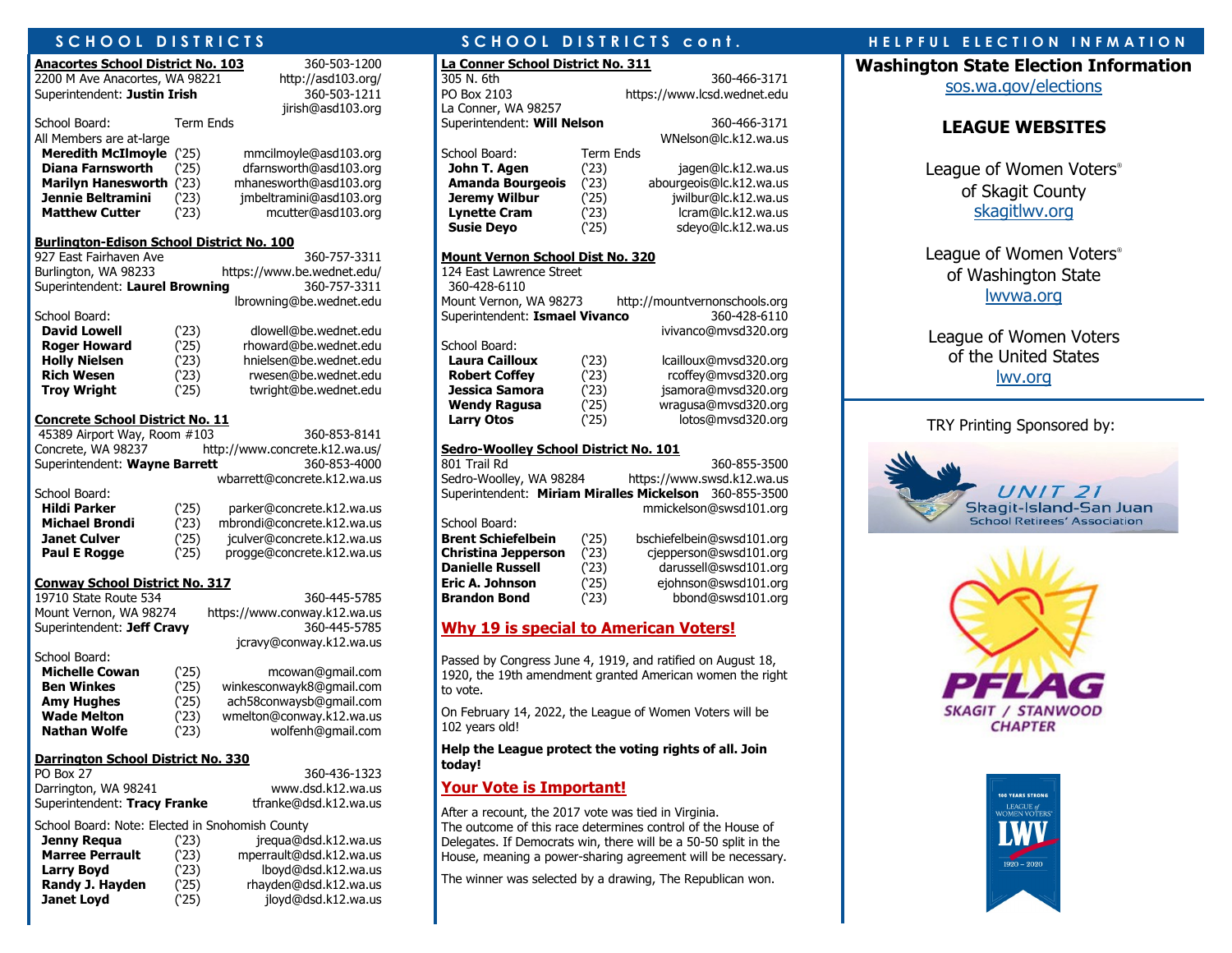## SCHOOL DISTRICTS

**Anacortes School District No. 103**
2200 M Ave Anacortes, WA 98221
360-503-1200
http://asd103.org/
Superintendent: **Justin Irish**
360-503-1211
jirish@asd103.org

School Board: Term Ends
All Members are at-large

| Name | Term Ends | Email |
|---|---|---|
| **Meredith McIlmoyle** | ('25) | mmcilmoyle@asd103.org |
| **Diana Farnsworth** | ('25) | dfarnsworth@asd103.org |
| **Marilyn Hanesworth** | ('23) | mhanesworth@asd103.org |
| **Jennie Beltramini** | ('23) | jmbeltramini@asd103.org |
| **Matthew Cutter** | ('23) | mcutter@asd103.org |

**Burlington-Edison School District No. 100**
927 East Fairhaven Ave
360-757-3311
Burlington, WA 98233
https://www.be.wednet.edu/
Superintendent: **Laurel Browning**
360-757-3311
lbrowning@be.wednet.edu

School Board:

| Name | Term Ends | Email |
|---|---|---|
| **David Lowell** | ('23) | dlowell@be.wednet.edu |
| **Roger Howard** | ('25) | rhoward@be.wednet.edu |
| **Holly Nielsen** | ('23) | hnielsen@be.wednet.edu |
| **Rich Wesen** | ('23) | rwesen@be.wednet.edu |
| **Troy Wright** | ('25) | twright@be.wednet.edu |

**Concrete School District No. 11**
45389 Airport Way, Room #103
360-853-8141
Concrete, WA 98237
http://www.concrete.k12.wa.us/
Superintendent: **Wayne Barrett**
360-853-4000
wbarrett@concrete.k12.wa.us

School Board:

| Name | Term Ends | Email |
|---|---|---|
| **Hildi Parker** | ('25) | parker@concrete.k12.wa.us |
| **Michael Brondi** | ('23) | mbrondi@concrete.k12.wa.us |
| **Janet Culver** | ('25) | jculver@concrete.k12.wa.us |
| **Paul E Rogge** | ('25) | progge@concrete.k12.wa.us |

**Conway School District No. 317**
19710 State Route 534
360-445-5785
Mount Vernon, WA 98274
https://www.conway.k12.wa.us
Superintendent: **Jeff Cravy**
360-445-5785
jcravy@conway.k12.wa.us

School Board:

| Name | Term Ends | Email |
|---|---|---|
| **Michelle Cowan** | ('25) | mcowan@gmail.com |
| **Ben Winkes** | ('25) | winkesconwayk8@gmail.com |
| **Amy Hughes** | ('25) | ach58conwaysb@gmail.com |
| **Wade Melton** | ('23) | wmelton@conway.k12.wa.us |
| **Nathan Wolfe** | ('23) | wolfenh@gmail.com |

**Darrington School District No. 330**
PO Box 27
360-436-1323
Darrington, WA 98241
www.dsd.k12.wa.us
Superintendent: **Tracy Franke**
tfranke@dsd.k12.wa.us

School Board: Note: Elected in Snohomish County

| Name | Term Ends | Email |
|---|---|---|
| **Jenny Requa** | ('23) | jrequa@dsd.k12.wa.us |
| **Marree Perrault** | ('23) | mperrault@dsd.k12.wa.us |
| **Larry Boyd** | ('23) | lboyd@dsd.k12.wa.us |
| **Randy J. Hayden** | ('25) | rhayden@dsd.k12.wa.us |
| **Janet Loyd** | ('25) | jloyd@dsd.k12.wa.us |

## SCHOOL DISTRICTS cont.

**La Conner School District No. 311**
305 N. 6th
360-466-3171
PO Box 2103
https://www.lcsd.wednet.edu
La Conner, WA 98257
Superintendent: **Will Nelson**
360-466-3171
WNelson@lc.k12.wa.us

School Board: Term Ends

| Name | Term Ends | Email |
|---|---|---|
| **John T. Agen** | ('23) | jagen@lc.k12.wa.us |
| **Amanda Bourgeois** | ('23) | abourgeois@lc.k12.wa.us |
| **Jeremy Wilbur** | ('25) | jwilbur@lc.k12.wa.us |
| **Lynette Cram** | ('23) | lcram@lc.k12.wa.us |
| **Susie Deyo** | ('25) | sdeyo@lc.k12.wa.us |

**Mount Vernon School Dist No. 320**
124 East Lawrence Street
360-428-6110
Mount Vernon, WA 98273
http://mountvernonschools.org
Superintendent: **Ismael Vivanco**
360-428-6110
ivivanco@mvsd320.org

School Board:

| Name | Term Ends | Email |
|---|---|---|
| **Laura Cailloux** | ('23) | lcailloux@mvsd320.org |
| **Robert Coffey** | ('23) | rcoffey@mvsd320.org |
| **Jessica Samora** | ('23) | jsamora@mvsd320.org |
| **Wendy Ragusa** | ('25) | wragusa@mvsd320.org |
| **Larry Otos** | ('25) | lotos@mvsd320.org |

**Sedro-Woolley School District No. 101**
801 Trail Rd
360-855-3500
Sedro-Woolley, WA 98284
https://www.swsd.k12.wa.us
Superintendent: **Miriam Miralles Mickelson**
360-855-3500
mmickelson@swsd101.org

School Board:

| Name | Term Ends | Email |
|---|---|---|
| **Brent Schiefelbein** | ('25) | bschiefelbein@swsd101.org |
| **Christina Jepperson** | ('23) | cjepperson@swsd101.org |
| **Danielle Russell** | ('23) | darussell@swsd101.org |
| **Eric A. Johnson** | ('25) | ejohnson@swsd101.org |
| **Brandon Bond** | ('23) | bbond@swsd101.org |

### Why 19 is special to American Voters!

Passed by Congress June 4, 1919, and ratified on August 18, 1920, the 19th amendment granted American women the right to vote.

On February 14, 2022, the League of Women Voters will be 102 years old!

**Help the League protect the voting rights of all. Join today!**

### Your Vote is Important!

After a recount, the 2017 vote was tied in Virginia.
The outcome of this race determines control of the House of Delegates. If Democrats win, there will be a 50-50 split in the House, meaning a power-sharing agreement will be necessary.

The winner was selected by a drawing, The Republican won.

## HELPFUL ELECTION INFMATION

**Washington State Election Information**
sos.wa.gov/elections

### LEAGUE WEBSITES

League of Women Voters®
of Skagit County
skagitlwv.org

League of Women Voters®
of Washington State
lwvwa.org

League of Women Voters
of the United States
lwv.org

TRY Printing Sponsored by:

UNIT 21
Skagit-Island-San Juan
School Retirees' Association

PFLAG
SKAGIT / STANWOOD
CHAPTER

100 YEARS STRONG
LEAGUE of WOMEN VOTERS
LWV
1920 – 2020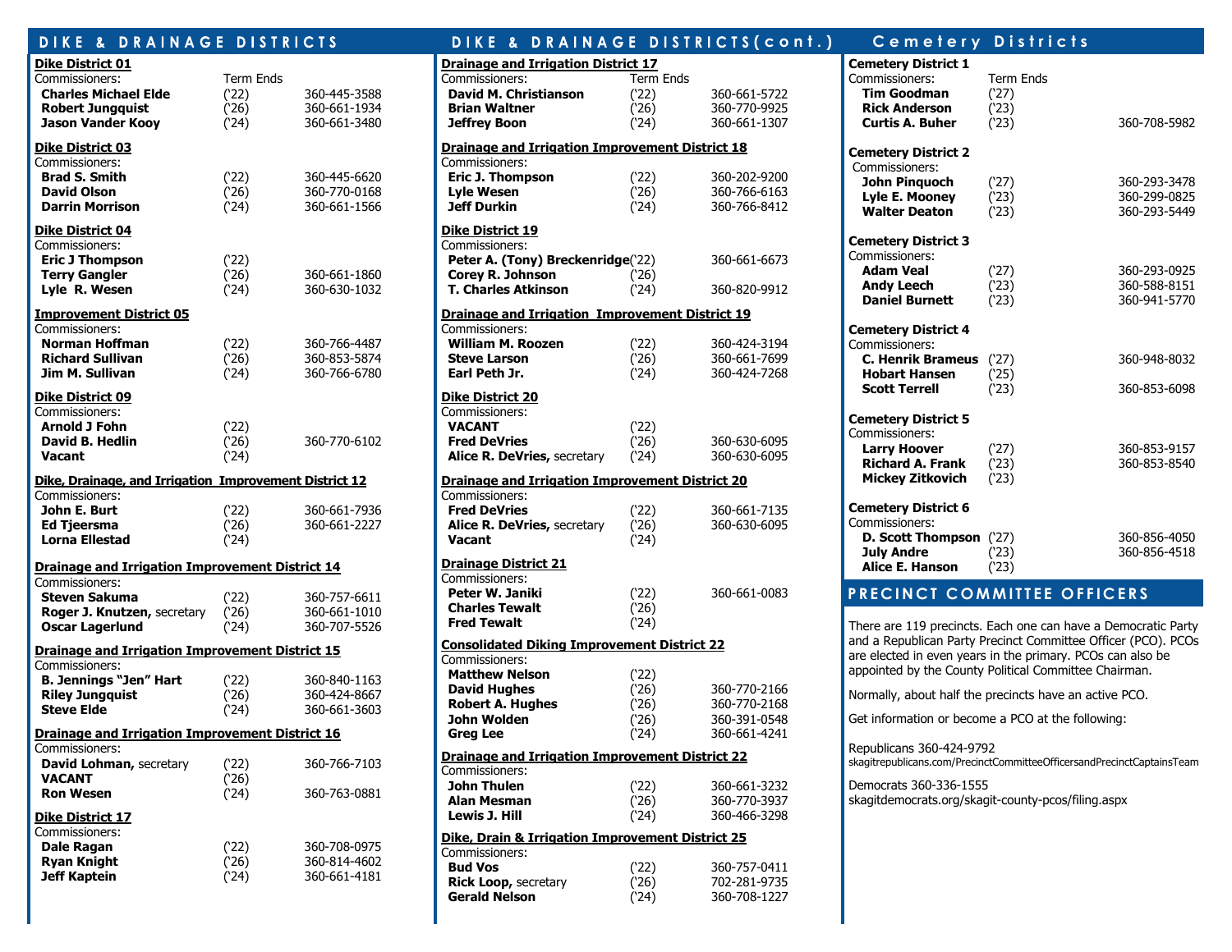## DIKE & DRAINAGE DISTRICTS

### Dike District 01

| Commissioners: | Term Ends | |
|---|---|---|
| **Charles Michael Elde** | ('22) | 360-445-3588 |
| **Robert Jungquist** | ('26) | 360-661-1934 |
| **Jason Vander Kooy** | ('24) | 360-661-3480 |

### Dike District 03

| Commissioners: | | |
|---|---|---|
| **Brad S. Smith** | ('22) | 360-445-6620 |
| **David Olson** | ('26) | 360-770-0168 |
| **Darrin Morrison** | ('24) | 360-661-1566 |

### Dike District 04

| Commissioners: | | |
|---|---|---|
| **Eric J Thompson** | ('22) | |
| **Terry Gangler** | ('26) | 360-661-1860 |
| **Lyle R. Wesen** | ('24) | 360-630-1032 |

### Improvement District 05

| Commissioners: | | |
|---|---|---|
| **Norman Hoffman** | ('22) | 360-766-4487 |
| **Richard Sullivan** | ('26) | 360-853-5874 |
| **Jim M. Sullivan** | ('24) | 360-766-6780 |

### Dike District 09

| Commissioners: | | |
|---|---|---|
| **Arnold J Fohn** | ('22) | |
| **David B. Hedlin** | ('26) | 360-770-6102 |
| **Vacant** | ('24) | |

### Dike, Drainage, and Irrigation Improvement District 12

| Commissioners: | | |
|---|---|---|
| **John E. Burt** | ('22) | 360-661-7936 |
| **Ed Tjeersma** | ('26) | 360-661-2227 |
| **Lorna Ellestad** | ('24) | |

### Drainage and Irrigation Improvement District 14

| Commissioners: | | |
|---|---|---|
| **Steven Sakuma** | ('22) | 360-757-6611 |
| **Roger J. Knutzen,** secretary | ('26) | 360-661-1010 |
| **Oscar Lagerlund** | ('24) | 360-707-5526 |

### Drainage and Irrigation Improvement District 15

| Commissioners: | | |
|---|---|---|
| **B. Jennings "Jen" Hart** | ('22) | 360-840-1163 |
| **Riley Jungquist** | ('26) | 360-424-8667 |
| **Steve Elde** | ('24) | 360-661-3603 |

### Drainage and Irrigation Improvement District 16

| Commissioners: | | |
|---|---|---|
| **David Lohman,** secretary | ('22) | 360-766-7103 |
| **VACANT** | ('26) | |
| **Ron Wesen** | ('24) | 360-763-0881 |

### Dike District 17

| Commissioners: | | |
|---|---|---|
| **Dale Ragan** | ('22) | 360-708-0975 |
| **Ryan Knight** | ('26) | 360-814-4602 |
| **Jeff Kaptein** | ('24) | 360-661-4181 |

## DIKE & DRAINAGE DISTRICTS (cont.)

### Drainage and Irrigation District 17

| Commissioners: | Term Ends | |
|---|---|---|
| **David M. Christianson** | ('22) | 360-661-5722 |
| **Brian Waltner** | ('26) | 360-770-9925 |
| **Jeffrey Boon** | ('24) | 360-661-1307 |

### Drainage and Irrigation Improvement District 18

| Commissioners: | | |
|---|---|---|
| **Eric J. Thompson** | ('22) | 360-202-9200 |
| **Lyle Wesen** | ('26) | 360-766-6163 |
| **Jeff Durkin** | ('24) | 360-766-8412 |

### Dike District 19

| Commissioners: | | |
|---|---|---|
| **Peter A. (Tony) Breckenridge** | ('22) | 360-661-6673 |
| **Corey R. Johnson** | ('26) | |
| **T. Charles Atkinson** | ('24) | 360-820-9912 |

### Drainage and Irrigation Improvement District 19

| Commissioners: | | |
|---|---|---|
| **William M. Roozen** | ('22) | 360-424-3194 |
| **Steve Larson** | ('26) | 360-661-7699 |
| **Earl Peth Jr.** | ('24) | 360-424-7268 |

### Dike District 20

| Commissioners: | | |
|---|---|---|
| **VACANT** | ('22) | |
| **Fred DeVries** | ('26) | 360-630-6095 |
| **Alice R. DeVries,** secretary | ('24) | 360-630-6095 |

### Drainage and Irrigation Improvement District 20

| Commissioners: | | |
|---|---|---|
| **Fred DeVries** | ('22) | 360-661-7135 |
| **Alice R. DeVries,** secretary | ('26) | 360-630-6095 |
| **Vacant** | ('24) | |

### Drainage District 21

| Commissioners: | | |
|---|---|---|
| **Peter W. Janiki** | ('22) | 360-661-0083 |
| **Charles Tewalt** | ('26) | |
| **Fred Tewalt** | ('24) | |

### Consolidated Diking Improvement District 22

| Commissioners: | | |
|---|---|---|
| **Matthew Nelson** | ('22) | |
| **David Hughes** | ('26) | 360-770-2166 |
| **Robert A. Hughes** | ('26) | 360-770-2168 |
| **John Wolden** | ('26) | 360-391-0548 |
| **Greg Lee** | ('24) | 360-661-4241 |

### Drainage and Irrigation Improvement District 22

| Commissioners: | | |
|---|---|---|
| **John Thulen** | ('22) | 360-661-3232 |
| **Alan Mesman** | ('26) | 360-770-3937 |
| **Lewis J. Hill** | ('24) | 360-466-3298 |

### Dike, Drain & Irrigation Improvement District 25

| Commissioners: | | |
|---|---|---|
| **Bud Vos** | ('22) | 360-757-0411 |
| **Rick Loop,** secretary | ('26) | 702-281-9735 |
| **Gerald Nelson** | ('24) | 360-708-1227 |

## Cemetery Districts

### Cemetery District 1

| Commissioners: | Term Ends | |
|---|---|---|
| **Tim Goodman** | ('27) | |
| **Rick Anderson** | ('23) | |
| **Curtis A. Buher** | ('23) | 360-708-5982 |

### Cemetery District 2

| Commissioners: | | |
|---|---|---|
| **John Pinquoch** | ('27) | 360-293-3478 |
| **Lyle E. Mooney** | ('23) | 360-299-0825 |
| **Walter Deaton** | ('23) | 360-293-5449 |

### Cemetery District 3

| Commissioners: | | |
|---|---|---|
| **Adam Veal** | ('27) | 360-293-0925 |
| **Andy Leech** | ('23) | 360-588-8151 |
| **Daniel Burnett** | ('23) | 360-941-5770 |

### Cemetery District 4

| Commissioners: | | |
|---|---|---|
| **C. Henrik Brameus** | ('27) | 360-948-8032 |
| **Hobart Hansen** | ('25) | |
| **Scott Terrell** | ('23) | 360-853-6098 |

### Cemetery District 5

| Commissioners: | | |
|---|---|---|
| **Larry Hoover** | ('27) | 360-853-9157 |
| **Richard A. Frank** | ('23) | 360-853-8540 |
| **Mickey Zitkovich** | ('23) | |

### Cemetery District 6

| Commissioners: | | |
|---|---|---|
| **D. Scott Thompson** | ('27) | 360-856-4050 |
| **July Andre** | ('23) | 360-856-4518 |
| **Alice E. Hanson** | ('23) | |

## PRECINCT COMMITTEE OFFICERS

There are 119 precincts. Each one can have a Democratic Party and a Republican Party Precinct Committee Officer (PCO). PCOs are elected in even years in the primary. PCOs can also be appointed by the County Political Committee Chairman.

Normally, about half the precincts have an active PCO.

Get information or become a PCO at the following:

Republicans 360-424-9792
skagitrepublicans.com/PrecinctCommitteeOfficersandPrecinctCaptainsTeam

Democrats 360-336-1555
skagitdemocrats.org/skagit-county-pcos/filing.aspx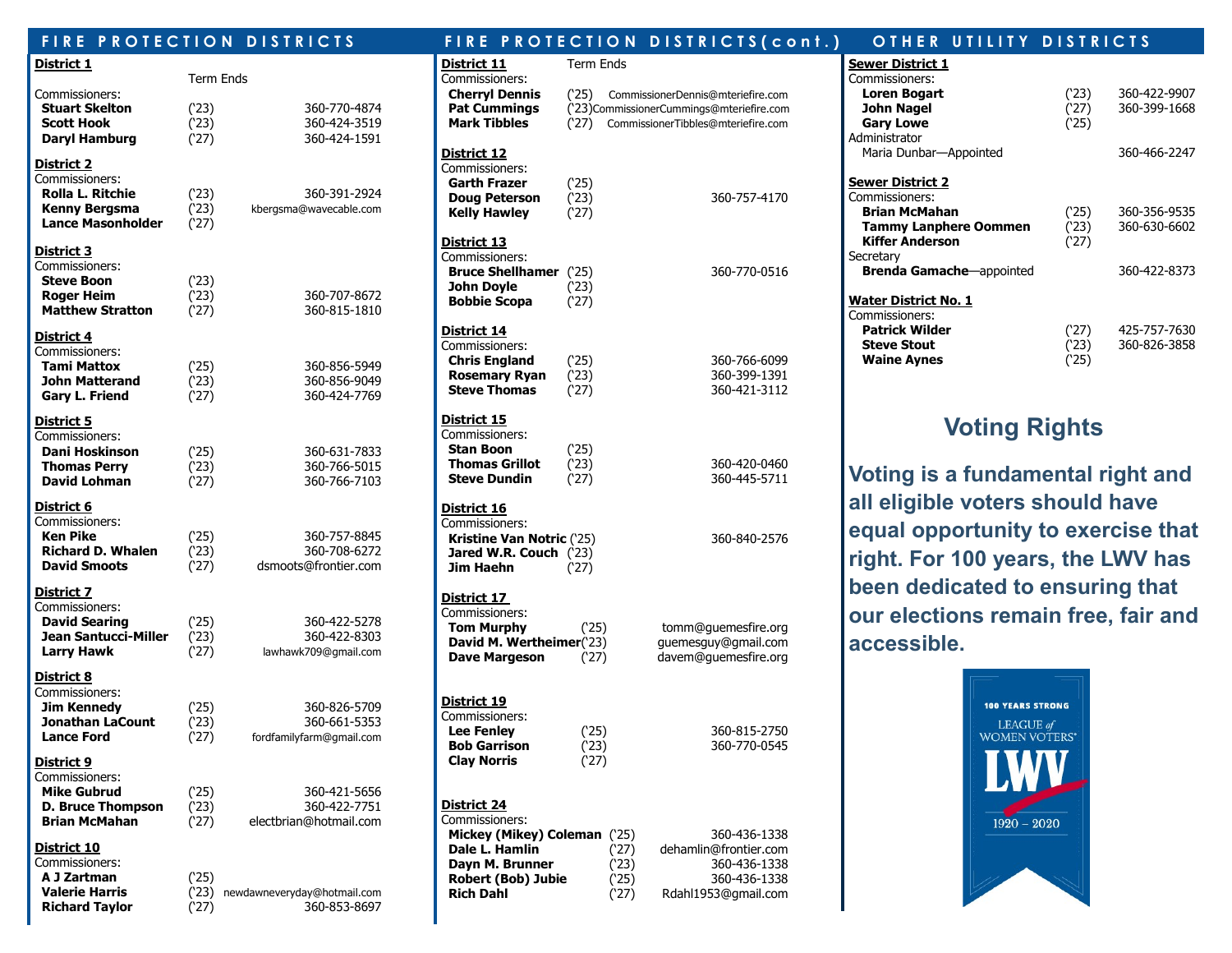## FIRE PROTECTION DISTRICTS

**District 1**

| Commissioners: | Term Ends | |
|---|---|---|
| **Stuart Skelton** | ('23) | 360-770-4874 |
| **Scott Hook** | ('23) | 360-424-3519 |
| **Daryl Hamburg** | ('27) | 360-424-1591 |

**District 2**

| Commissioners: | | |
|---|---|---|
| **Rolla L. Ritchie** | ('23) | 360-391-2924 |
| **Kenny Bergsma** | ('23) | kbergsma@wavecable.com |
| **Lance Masonholder** | ('27) | |

**District 3**

| Commissioners: | | |
|---|---|---|
| **Steve Boon** | ('23) | |
| **Roger Heim** | ('23) | 360-707-8672 |
| **Matthew Stratton** | ('27) | 360-815-1810 |

**District 4**

| Commissioners: | | |
|---|---|---|
| **Tami Mattox** | ('25) | 360-856-5949 |
| **John Matterand** | ('23) | 360-856-9049 |
| **Gary L. Friend** | ('27) | 360-424-7769 |

**District 5**

| Commissioners: | | |
|---|---|---|
| **Dani Hoskinson** | ('25) | 360-631-7833 |
| **Thomas Perry** | ('23) | 360-766-5015 |
| **David Lohman** | ('27) | 360-766-7103 |

**District 6**

| Commissioners: | | |
|---|---|---|
| **Ken Pike** | ('25) | 360-757-8845 |
| **Richard D. Whalen** | ('23) | 360-708-6272 |
| **David Smoots** | ('27) | dsmoots@frontier.com |

**District 7**

| Commissioners: | | |
|---|---|---|
| **David Searing** | ('25) | 360-422-5278 |
| **Jean Santucci-Miller** | ('23) | 360-422-8303 |
| **Larry Hawk** | ('27) | lawhawk709@gmail.com |

**District 8**

| Commissioners: | | |
|---|---|---|
| **Jim Kennedy** | ('25) | 360-826-5709 |
| **Jonathan LaCount** | ('23) | 360-661-5353 |
| **Lance Ford** | ('27) | fordfamilyfarm@gmail.com |

**District 9**

| Commissioners: | | |
|---|---|---|
| **Mike Gubrud** | ('25) | 360-421-5656 |
| **D. Bruce Thompson** | ('23) | 360-422-7751 |
| **Brian McMahan** | ('27) | electbrian@hotmail.com |

**District 10**

| Commissioners: | | |
|---|---|---|
| **A J Zartman** | ('25) | |
| **Valerie Harris** | ('23) | newdawneveryday@hotmail.com |
| **Richard Taylor** | ('27) | 360-853-8697 |

## FIRE PROTECTION DISTRICTS(cont.)

**District 11**

| Commissioners: | Term Ends | |
|---|---|---|
| **Cherryl Dennis** | ('25) | CommissionerDennis@mteriefire.com |
| **Pat Cummings** | ('23) | CommissionerCummings@mteriefire.com |
| **Mark Tibbles** | ('27) | CommissionerTibbles@mteriefire.com |

**District 12**

| Commissioners: | | |
|---|---|---|
| **Garth Frazer** | ('25) | |
| **Doug Peterson** | ('23) | 360-757-4170 |
| **Kelly Hawley** | ('27) | |

**District 13**

| Commissioners: | | |
|---|---|---|
| **Bruce Shellhamer** | ('25) | 360-770-0516 |
| **John Doyle** | ('23) | |
| **Bobbie Scopa** | ('27) | |

**District 14**

| Commissioners: | | |
|---|---|---|
| **Chris England** | ('25) | 360-766-6099 |
| **Rosemary Ryan** | ('23) | 360-399-1391 |
| **Steve Thomas** | ('27) | 360-421-3112 |

**District 15**

| Commissioners: | | |
|---|---|---|
| **Stan Boon** | ('25) | |
| **Thomas Grillot** | ('23) | 360-420-0460 |
| **Steve Dundin** | ('27) | 360-445-5711 |

**District 16**

| Commissioners: | | |
|---|---|---|
| **Kristine Van Notric** | ('25) | 360-840-2576 |
| **Jared W.R. Couch** | ('23) | |
| **Jim Haehn** | ('27) | |

**District 17**

| Commissioners: | | |
|---|---|---|
| **Tom Murphy** | ('25) | tomm@guemesfire.org |
| **David M. Wertheimer** | ('23) | guemesguy@gmail.com |
| **Dave Margeson** | ('27) | davem@guemesfire.org |

**District 19**

| Commissioners: | | |
|---|---|---|
| **Lee Fenley** | ('25) | 360-815-2750 |
| **Bob Garrison** | ('23) | 360-770-0545 |
| **Clay Norris** | ('27) | |

**District 24**

| Commissioners: | | |
|---|---|---|
| **Mickey (Mikey) Coleman** | ('25) | 360-436-1338 |
| **Dale L. Hamlin** | ('27) | dehamlin@frontier.com |
| **Dayn M. Brunner** | ('23) | 360-436-1338 |
| **Robert (Bob) Jubie** | ('25) | 360-436-1338 |
| **Rich Dahl** | ('27) | Rdahl1953@gmail.com |

## OTHER UTILITY DISTRICTS

**Sewer District 1**

| Commissioners: | | |
|---|---|---|
| **Loren Bogart** | ('23) | 360-422-9907 |
| **John Nagel** | ('27) | 360-399-1668 |
| **Gary Lowe** | ('25) | |
| Administrator | | |
| Maria Dunbar—Appointed | | 360-466-2247 |

**Sewer District 2**

| Commissioners: | | |
|---|---|---|
| **Brian McMahan** | ('25) | 360-356-9535 |
| **Tammy Lanphere Oommen** | ('23) | 360-630-6602 |
| **Kiffer Anderson** | ('27) | |
| Secretary | | |
| **Brenda Gamache**—appointed | | 360-422-8373 |

**Water District No. 1**

| Commissioners: | | |
|---|---|---|
| **Patrick Wilder** | ('27) | 425-757-7630 |
| **Steve Stout** | ('23) | 360-826-3858 |
| **Waine Aynes** | ('25) | |

## Voting Rights

**Voting is a fundamental right and all eligible voters should have equal opportunity to exercise that right. For 100 years, the LWV has been dedicated to ensuring that our elections remain free, fair and accessible.**

100 YEARS STRONG
LEAGUE of WOMEN VOTERS®
LWV
1920 – 2020